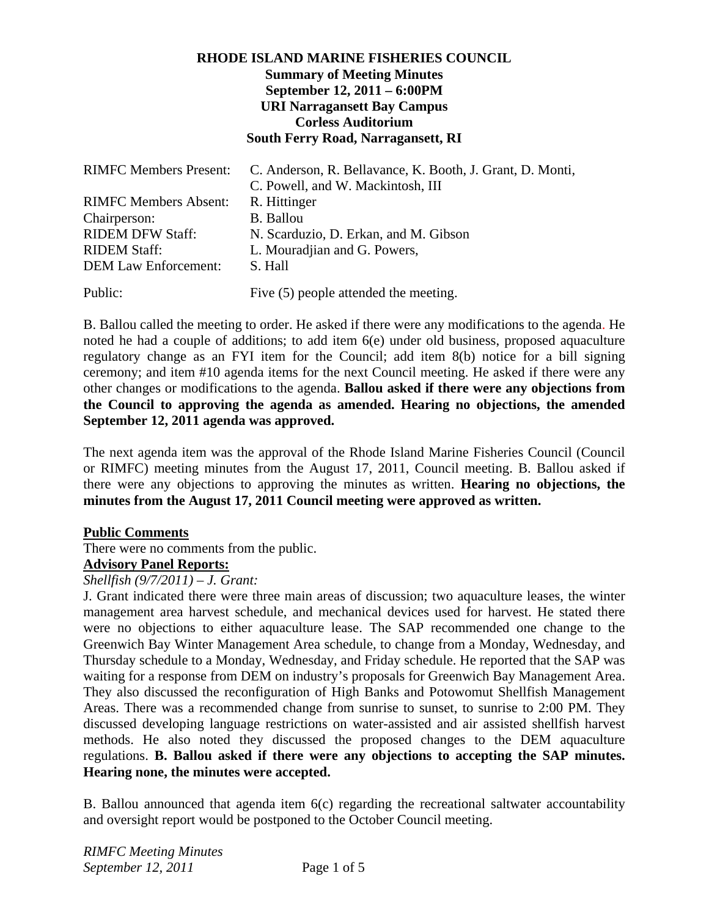**RHODE ISLAND MARINE FISHERIES COUNCIL**
**Summary of Meeting Minutes**
**September 12, 2011 – 6:00PM**
**URI Narragansett Bay Campus**
**Corless Auditorium**
**South Ferry Road, Narragansett, RI**

| | |
|---|---|
| RIMFC Members Present: | C. Anderson, R. Bellavance, K. Booth, J. Grant, D. Monti, C. Powell, and W. Mackintosh, III |
| RIMFC Members Absent: | R. Hittinger |
| Chairperson: | B. Ballou |
| RIDEM DFW Staff: | N. Scarduzio, D. Erkan, and M. Gibson |
| RIDEM Staff: | L. Mouradjian and G. Powers, |
| DEM Law Enforcement: | S. Hall |
| Public: | Five (5) people attended the meeting. |

B. Ballou called the meeting to order. He asked if there were any modifications to the agenda. He noted he had a couple of additions; to add item 6(e) under old business, proposed aquaculture regulatory change as an FYI item for the Council; add item 8(b) notice for a bill signing ceremony; and item #10 agenda items for the next Council meeting. He asked if there were any other changes or modifications to the agenda. **Ballou asked if there were any objections from the Council to approving the agenda as amended. Hearing no objections, the amended September 12, 2011 agenda was approved.**

The next agenda item was the approval of the Rhode Island Marine Fisheries Council (Council or RIMFC) meeting minutes from the August 17, 2011, Council meeting. B. Ballou asked if there were any objections to approving the minutes as written. **Hearing no objections, the minutes from the August 17, 2011 Council meeting were approved as written.**

**Public Comments**

There were no comments from the public.

**Advisory Panel Reports:**

*Shellfish (9/7/2011) – J. Grant:*

J. Grant indicated there were three main areas of discussion; two aquaculture leases, the winter management area harvest schedule, and mechanical devices used for harvest. He stated there were no objections to either aquaculture lease. The SAP recommended one change to the Greenwich Bay Winter Management Area schedule, to change from a Monday, Wednesday, and Thursday schedule to a Monday, Wednesday, and Friday schedule. He reported that the SAP was waiting for a response from DEM on industry's proposals for Greenwich Bay Management Area. They also discussed the reconfiguration of High Banks and Potowomut Shellfish Management Areas. There was a recommended change from sunrise to sunset, to sunrise to 2:00 PM. They discussed developing language restrictions on water-assisted and air assisted shellfish harvest methods. He also noted they discussed the proposed changes to the DEM aquaculture regulations. **B. Ballou asked if there were any objections to accepting the SAP minutes. Hearing none, the minutes were accepted.**

B. Ballou announced that agenda item 6(c) regarding the recreational saltwater accountability and oversight report would be postponed to the October Council meeting.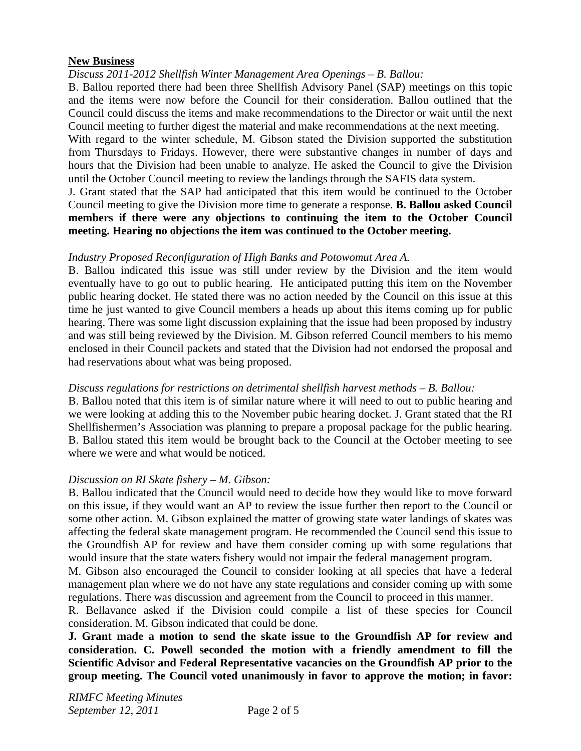## New Business

*Discuss 2011-2012 Shellfish Winter Management Area Openings – B. Ballou:*

B. Ballou reported there had been three Shellfish Advisory Panel (SAP) meetings on this topic and the items were now before the Council for their consideration. Ballou outlined that the Council could discuss the items and make recommendations to the Director or wait until the next Council meeting to further digest the material and make recommendations at the next meeting.

With regard to the winter schedule, M. Gibson stated the Division supported the substitution from Thursdays to Fridays. However, there were substantive changes in number of days and hours that the Division had been unable to analyze. He asked the Council to give the Division until the October Council meeting to review the landings through the SAFIS data system.

J. Grant stated that the SAP had anticipated that this item would be continued to the October Council meeting to give the Division more time to generate a response. **B. Ballou asked Council members if there were any objections to continuing the item to the October Council meeting. Hearing no objections the item was continued to the October meeting.**

*Industry Proposed Reconfiguration of High Banks and Potowomut Area A.*

B. Ballou indicated this issue was still under review by the Division and the item would eventually have to go out to public hearing. He anticipated putting this item on the November public hearing docket. He stated there was no action needed by the Council on this issue at this time he just wanted to give Council members a heads up about this items coming up for public hearing. There was some light discussion explaining that the issue had been proposed by industry and was still being reviewed by the Division. M. Gibson referred Council members to his memo enclosed in their Council packets and stated that the Division had not endorsed the proposal and had reservations about what was being proposed.

*Discuss regulations for restrictions on detrimental shellfish harvest methods – B. Ballou:*

B. Ballou noted that this item is of similar nature where it will need to out to public hearing and we were looking at adding this to the November pubic hearing docket. J. Grant stated that the RI Shellfishermen's Association was planning to prepare a proposal package for the public hearing. B. Ballou stated this item would be brought back to the Council at the October meeting to see where we were and what would be noticed.

*Discussion on RI Skate fishery – M. Gibson:*

B. Ballou indicated that the Council would need to decide how they would like to move forward on this issue, if they would want an AP to review the issue further then report to the Council or some other action. M. Gibson explained the matter of growing state water landings of skates was affecting the federal skate management program. He recommended the Council send this issue to the Groundfish AP for review and have them consider coming up with some regulations that would insure that the state waters fishery would not impair the federal management program.

M. Gibson also encouraged the Council to consider looking at all species that have a federal management plan where we do not have any state regulations and consider coming up with some regulations. There was discussion and agreement from the Council to proceed in this manner.

R. Bellavance asked if the Division could compile a list of these species for Council consideration. M. Gibson indicated that could be done.

**J. Grant made a motion to send the skate issue to the Groundfish AP for review and consideration. C. Powell seconded the motion with a friendly amendment to fill the Scientific Advisor and Federal Representative vacancies on the Groundfish AP prior to the group meeting. The Council voted unanimously in favor to approve the motion; in favor:**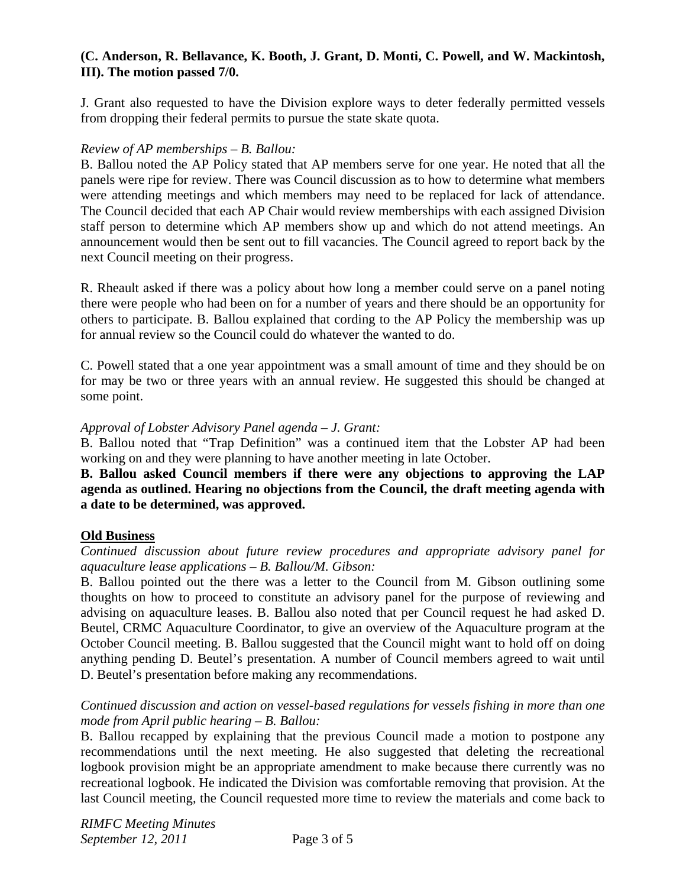**(C. Anderson, R. Bellavance, K. Booth, J. Grant, D. Monti, C. Powell, and W. Mackintosh, III). The motion passed 7/0.**

J. Grant also requested to have the Division explore ways to deter federally permitted vessels from dropping their federal permits to pursue the state skate quota.

*Review of AP memberships – B. Ballou:*
B. Ballou noted the AP Policy stated that AP members serve for one year. He noted that all the panels were ripe for review. There was Council discussion as to how to determine what members were attending meetings and which members may need to be replaced for lack of attendance. The Council decided that each AP Chair would review memberships with each assigned Division staff person to determine which AP members show up and which do not attend meetings. An announcement would then be sent out to fill vacancies. The Council agreed to report back by the next Council meeting on their progress.

R. Rheault asked if there was a policy about how long a member could serve on a panel noting there were people who had been on for a number of years and there should be an opportunity for others to participate. B. Ballou explained that cording to the AP Policy the membership was up for annual review so the Council could do whatever the wanted to do.

C. Powell stated that a one year appointment was a small amount of time and they should be on for may be two or three years with an annual review. He suggested this should be changed at some point.

*Approval of Lobster Advisory Panel agenda – J. Grant:*
B. Ballou noted that "Trap Definition" was a continued item that the Lobster AP had been working on and they were planning to have another meeting in late October.
**B. Ballou asked Council members if there were any objections to approving the LAP agenda as outlined. Hearing no objections from the Council, the draft meeting agenda with a date to be determined, was approved.**

## Old Business

*Continued discussion about future review procedures and appropriate advisory panel for aquaculture lease applications – B. Ballou/M. Gibson:*
B. Ballou pointed out the there was a letter to the Council from M. Gibson outlining some thoughts on how to proceed to constitute an advisory panel for the purpose of reviewing and advising on aquaculture leases. B. Ballou also noted that per Council request he had asked D. Beutel, CRMC Aquaculture Coordinator, to give an overview of the Aquaculture program at the October Council meeting. B. Ballou suggested that the Council might want to hold off on doing anything pending D. Beutel's presentation. A number of Council members agreed to wait until D. Beutel's presentation before making any recommendations.

*Continued discussion and action on vessel-based regulations for vessels fishing in more than one mode from April public hearing – B. Ballou:*
B. Ballou recapped by explaining that the previous Council made a motion to postpone any recommendations until the next meeting. He also suggested that deleting the recreational logbook provision might be an appropriate amendment to make because there currently was no recreational logbook. He indicated the Division was comfortable removing that provision. At the last Council meeting, the Council requested more time to review the materials and come back to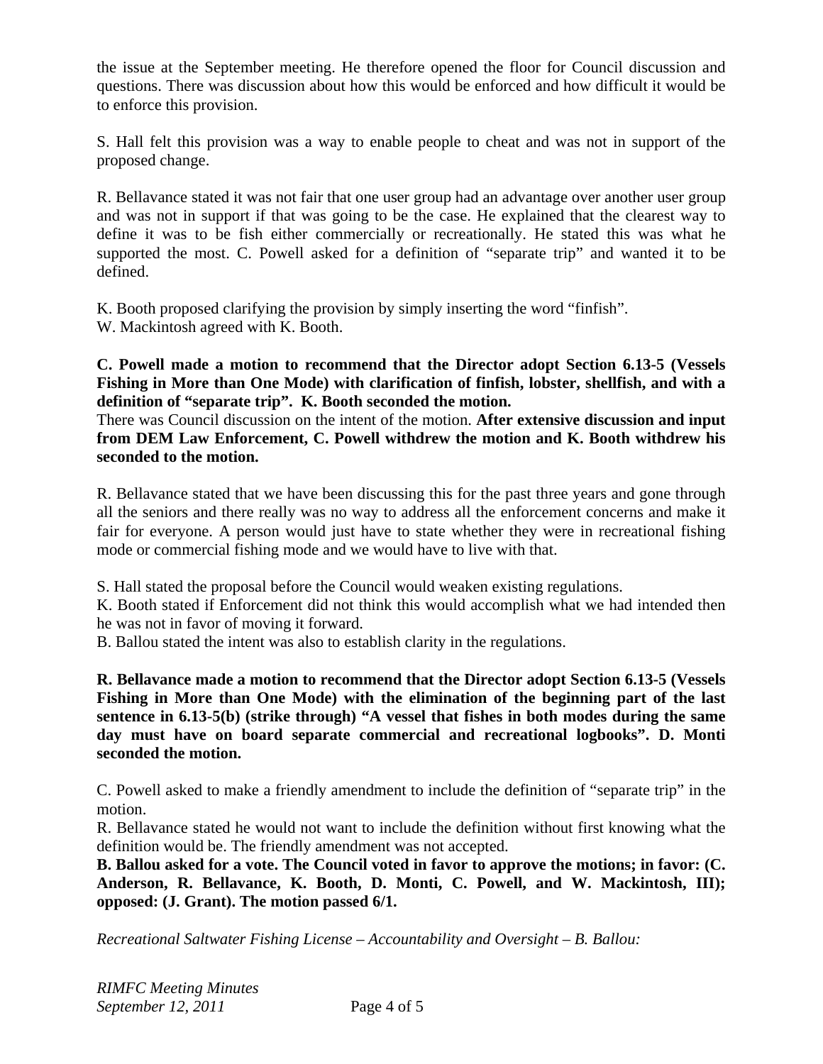the issue at the September meeting. He therefore opened the floor for Council discussion and questions. There was discussion about how this would be enforced and how difficult it would be to enforce this provision.

S. Hall felt this provision was a way to enable people to cheat and was not in support of the proposed change.

R. Bellavance stated it was not fair that one user group had an advantage over another user group and was not in support if that was going to be the case. He explained that the clearest way to define it was to be fish either commercially or recreationally. He stated this was what he supported the most. C. Powell asked for a definition of "separate trip" and wanted it to be defined.

K. Booth proposed clarifying the provision by simply inserting the word "finfish".
W. Mackintosh agreed with K. Booth.

**C. Powell made a motion to recommend that the Director adopt Section 6.13-5 (Vessels Fishing in More than One Mode) with clarification of finfish, lobster, shellfish, and with a definition of "separate trip". K. Booth seconded the motion.**
There was Council discussion on the intent of the motion. **After extensive discussion and input from DEM Law Enforcement, C. Powell withdrew the motion and K. Booth withdrew his seconded to the motion.**

R. Bellavance stated that we have been discussing this for the past three years and gone through all the seniors and there really was no way to address all the enforcement concerns and make it fair for everyone. A person would just have to state whether they were in recreational fishing mode or commercial fishing mode and we would have to live with that.

S. Hall stated the proposal before the Council would weaken existing regulations.
K. Booth stated if Enforcement did not think this would accomplish what we had intended then he was not in favor of moving it forward.
B. Ballou stated the intent was also to establish clarity in the regulations.

**R. Bellavance made a motion to recommend that the Director adopt Section 6.13-5 (Vessels Fishing in More than One Mode) with the elimination of the beginning part of the last sentence in 6.13-5(b) (strike through) "A vessel that fishes in both modes during the same day must have on board separate commercial and recreational logbooks". D. Monti seconded the motion.**

C. Powell asked to make a friendly amendment to include the definition of "separate trip" in the motion.
R. Bellavance stated he would not want to include the definition without first knowing what the definition would be. The friendly amendment was not accepted.
**B. Ballou asked for a vote. The Council voted in favor to approve the motions; in favor: (C. Anderson, R. Bellavance, K. Booth, D. Monti, C. Powell, and W. Mackintosh, III); opposed: (J. Grant). The motion passed 6/1.**

*Recreational Saltwater Fishing License – Accountability and Oversight – B. Ballou:*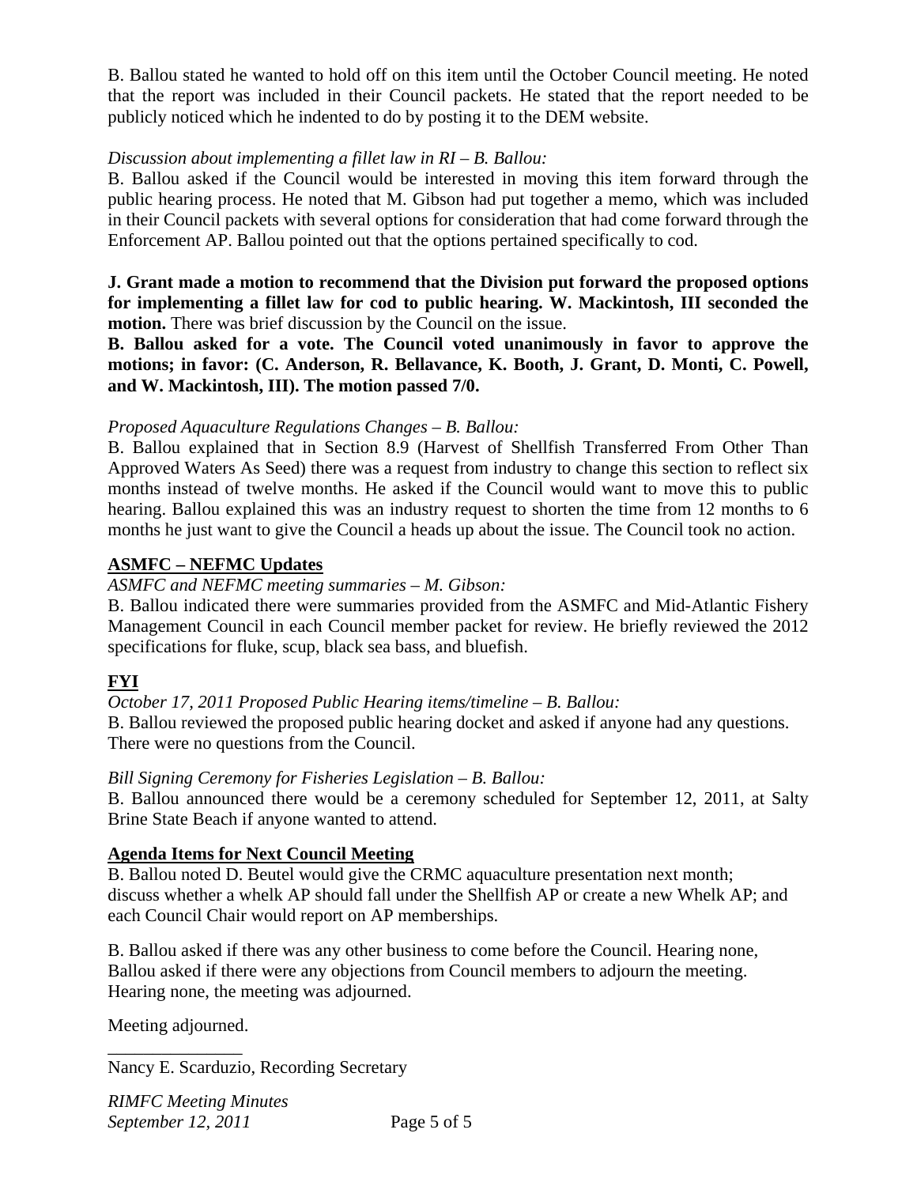B. Ballou stated he wanted to hold off on this item until the October Council meeting. He noted that the report was included in their Council packets. He stated that the report needed to be publicly noticed which he indented to do by posting it to the DEM website.

*Discussion about implementing a fillet law in RI – B. Ballou:*
B. Ballou asked if the Council would be interested in moving this item forward through the public hearing process. He noted that M. Gibson had put together a memo, which was included in their Council packets with several options for consideration that had come forward through the Enforcement AP. Ballou pointed out that the options pertained specifically to cod.

**J. Grant made a motion to recommend that the Division put forward the proposed options for implementing a fillet law for cod to public hearing. W. Mackintosh, III seconded the motion.** There was brief discussion by the Council on the issue.
**B. Ballou asked for a vote. The Council voted unanimously in favor to approve the motions; in favor: (C. Anderson, R. Bellavance, K. Booth, J. Grant, D. Monti, C. Powell, and W. Mackintosh, III). The motion passed 7/0.**

*Proposed Aquaculture Regulations Changes – B. Ballou:*
B. Ballou explained that in Section 8.9 (Harvest of Shellfish Transferred From Other Than Approved Waters As Seed) there was a request from industry to change this section to reflect six months instead of twelve months. He asked if the Council would want to move this to public hearing. Ballou explained this was an industry request to shorten the time from 12 months to 6 months he just want to give the Council a heads up about the issue. The Council took no action.

## ASMFC – NEFMC Updates

*ASMFC and NEFMC meeting summaries – M. Gibson:*
B. Ballou indicated there were summaries provided from the ASMFC and Mid-Atlantic Fishery Management Council in each Council member packet for review. He briefly reviewed the 2012 specifications for fluke, scup, black sea bass, and bluefish.

## FYI

*October 17, 2011 Proposed Public Hearing items/timeline – B. Ballou:*
B. Ballou reviewed the proposed public hearing docket and asked if anyone had any questions. There were no questions from the Council.

*Bill Signing Ceremony for Fisheries Legislation – B. Ballou:*
B. Ballou announced there would be a ceremony scheduled for September 12, 2011, at Salty Brine State Beach if anyone wanted to attend.

## Agenda Items for Next Council Meeting

B. Ballou noted D. Beutel would give the CRMC aquaculture presentation next month; discuss whether a whelk AP should fall under the Shellfish AP or create a new Whelk AP; and each Council Chair would report on AP memberships.

B. Ballou asked if there was any other business to come before the Council. Hearing none, Ballou asked if there were any objections from Council members to adjourn the meeting. Hearing none, the meeting was adjourned.

Meeting adjourned.

_______________
Nancy E. Scarduzio, Recording Secretary